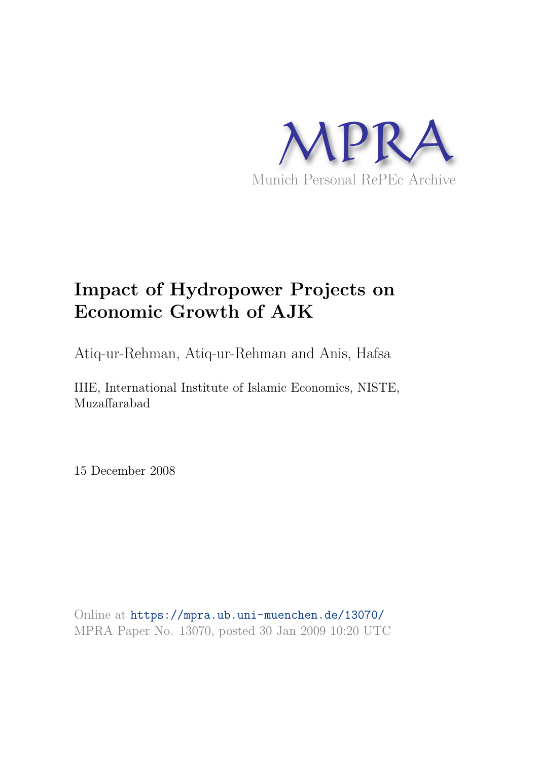MPRA

Munich Personal RePEc Archive

# Impact of Hydropower Projects on Economic Growth of AJK

Atiq-ur-Rehman, Atiq-ur-Rehman and Anis, Hafsa

IIIE, International Institute of Islamic Economics, NISTE, Muzaffarabad

15 December 2008

Online at https://mpra.ub.uni-muenchen.de/13070/
MPRA Paper No. 13070, posted 30 Jan 2009 10:20 UTC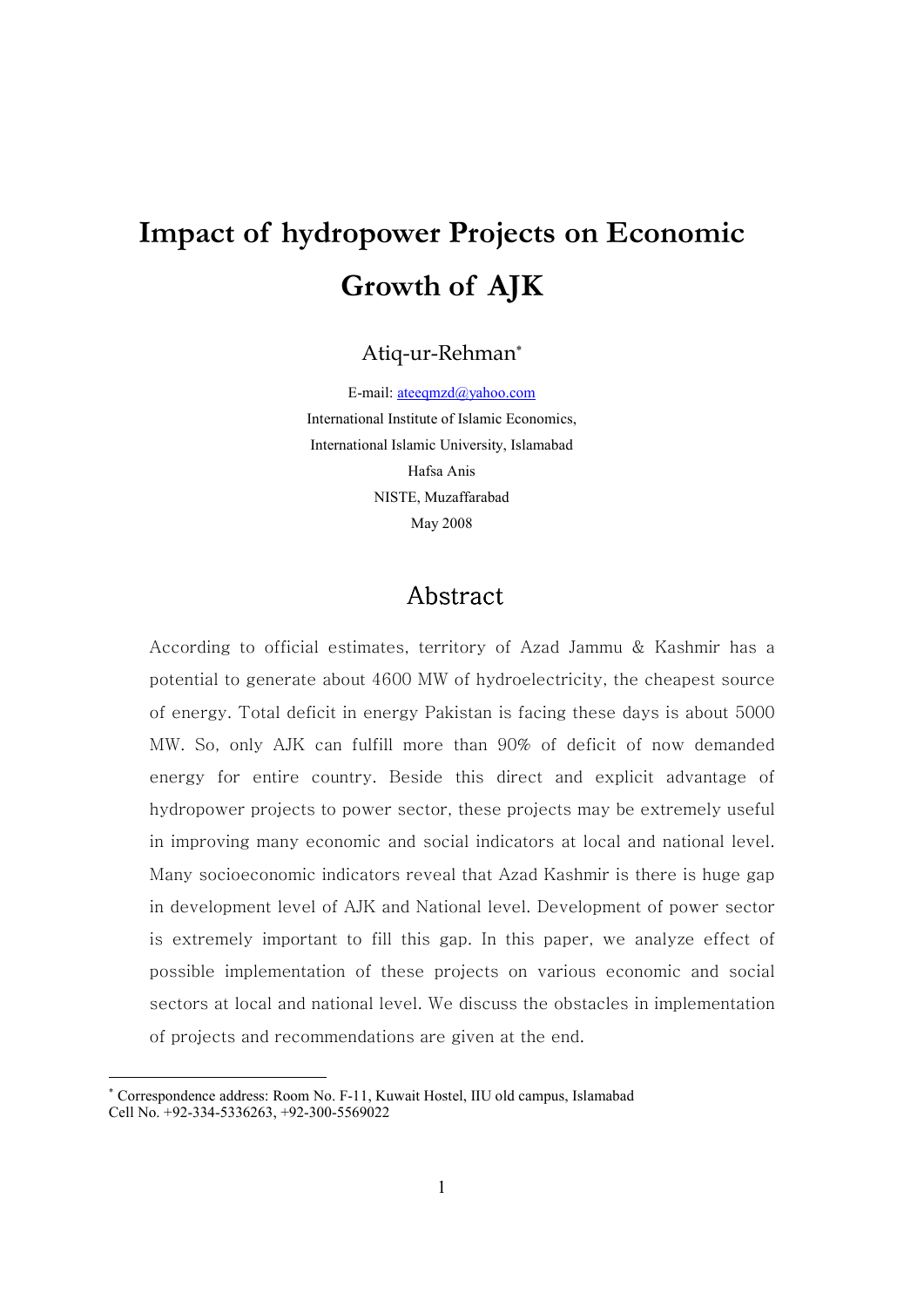# Impact of hydropower Projects on Economic Growth of AJK

Atiq-ur-Rehman[*]

E-mail: ateeqmzd@yahoo.com  
International Institute of Islamic Economics,  
International Islamic University, Islamabad  
Hafsa Anis  
NISTE, Muzaffarabad  
May 2008

## Abstract

According to official estimates, territory of Azad Jammu & Kashmir has a potential to generate about 4600 MW of hydroelectricity, the cheapest source of energy. Total deficit in energy Pakistan is facing these days is about 5000 MW. So, only AJK can fulfill more than 90% of deficit of now demanded energy for entire country. Beside this direct and explicit advantage of hydropower projects to power sector, these projects may be extremely useful in improving many economic and social indicators at local and national level. Many socioeconomic indicators reveal that Azad Kashmir is there is huge gap in development level of AJK and National level. Development of power sector is extremely important to fill this gap. In this paper, we analyze effect of possible implementation of these projects on various economic and social sectors at local and national level. We discuss the obstacles in implementation of projects and recommendations are given at the end.

---

[*] Correspondence address: Room No. F-11, Kuwait Hostel, IIU old campus, Islamabad  
Cell No. +92-334-5336263, +92-300-5569022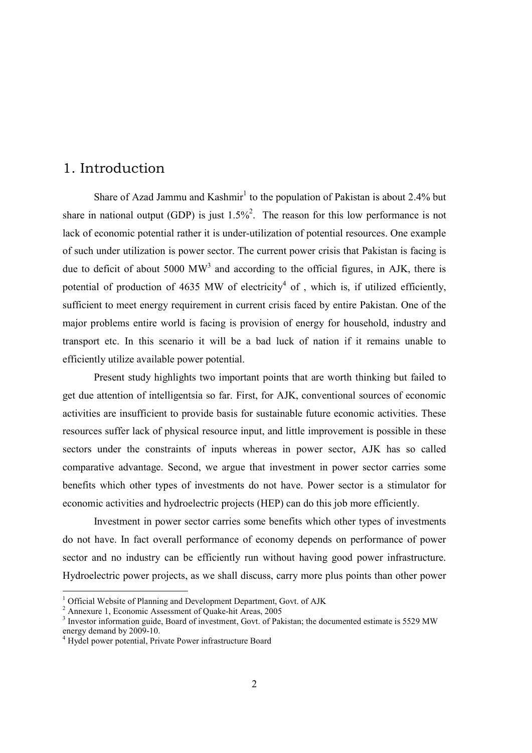## 1. Introduction

Share of Azad Jammu and Kashmir[1] to the population of Pakistan is about 2.4% but share in national output (GDP) is just 1.5%[2]. The reason for this low performance is not lack of economic potential rather it is under-utilization of potential resources. One example of such under utilization is power sector. The current power crisis that Pakistan is facing is due to deficit of about 5000 MW[3] and according to the official figures, in AJK, there is potential of production of 4635 MW of electricity[4] of , which is, if utilized efficiently, sufficient to meet energy requirement in current crisis faced by entire Pakistan. One of the major problems entire world is facing is provision of energy for household, industry and transport etc. In this scenario it will be a bad luck of nation if it remains unable to efficiently utilize available power potential.

Present study highlights two important points that are worth thinking but failed to get due attention of intelligentsia so far. First, for AJK, conventional sources of economic activities are insufficient to provide basis for sustainable future economic activities. These resources suffer lack of physical resource input, and little improvement is possible in these sectors under the constraints of inputs whereas in power sector, AJK has so called comparative advantage. Second, we argue that investment in power sector carries some benefits which other types of investments do not have. Power sector is a stimulator for economic activities and hydroelectric projects (HEP) can do this job more efficiently.

Investment in power sector carries some benefits which other types of investments do not have. In fact overall performance of economy depends on performance of power sector and no industry can be efficiently run without having good power infrastructure. Hydroelectric power projects, as we shall discuss, carry more plus points than other power

---

[1] Official Website of Planning and Development Department, Govt. of AJK

[2] Annexure 1, Economic Assessment of Quake-hit Areas, 2005

[3] Investor information guide, Board of investment, Govt. of Pakistan; the documented estimate is 5529 MW energy demand by 2009-10.

[4] Hydel power potential, Private Power infrastructure Board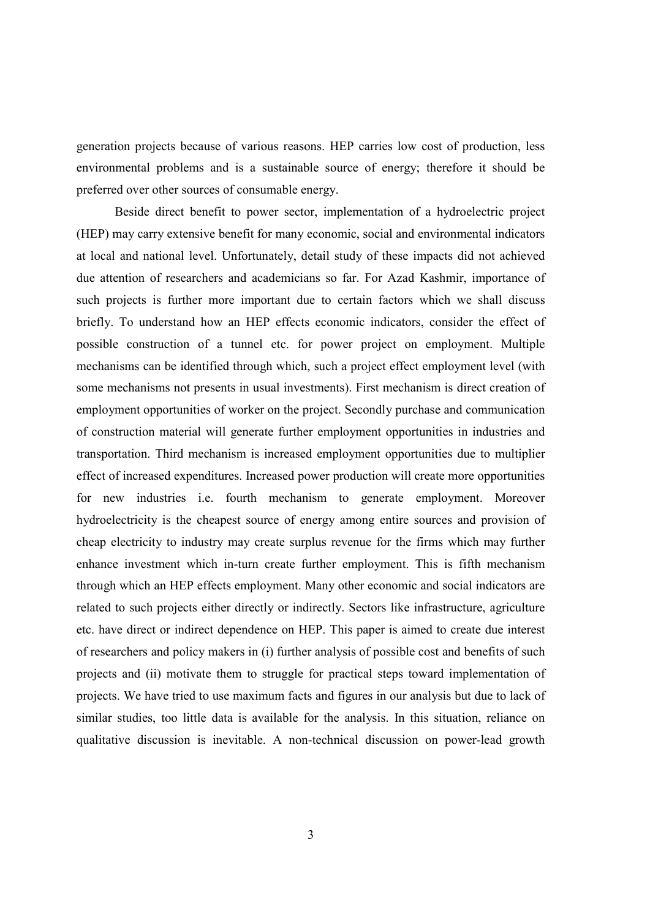generation projects because of various reasons. HEP carries low cost of production, less environmental problems and is a sustainable source of energy; therefore it should be preferred over other sources of consumable energy.

Beside direct benefit to power sector, implementation of a hydroelectric project (HEP) may carry extensive benefit for many economic, social and environmental indicators at local and national level. Unfortunately, detail study of these impacts did not achieved due attention of researchers and academicians so far. For Azad Kashmir, importance of such projects is further more important due to certain factors which we shall discuss briefly. To understand how an HEP effects economic indicators, consider the effect of possible construction of a tunnel etc. for power project on employment. Multiple mechanisms can be identified through which, such a project effect employment level (with some mechanisms not presents in usual investments). First mechanism is direct creation of employment opportunities of worker on the project. Secondly purchase and communication of construction material will generate further employment opportunities in industries and transportation. Third mechanism is increased employment opportunities due to multiplier effect of increased expenditures. Increased power production will create more opportunities for new industries i.e. fourth mechanism to generate employment. Moreover hydroelectricity is the cheapest source of energy among entire sources and provision of cheap electricity to industry may create surplus revenue for the firms which may further enhance investment which in-turn create further employment. This is fifth mechanism through which an HEP effects employment. Many other economic and social indicators are related to such projects either directly or indirectly. Sectors like infrastructure, agriculture etc. have direct or indirect dependence on HEP. This paper is aimed to create due interest of researchers and policy makers in (i) further analysis of possible cost and benefits of such projects and (ii) motivate them to struggle for practical steps toward implementation of projects. We have tried to use maximum facts and figures in our analysis but due to lack of similar studies, too little data is available for the analysis. In this situation, reliance on qualitative discussion is inevitable. A non-technical discussion on power-lead growth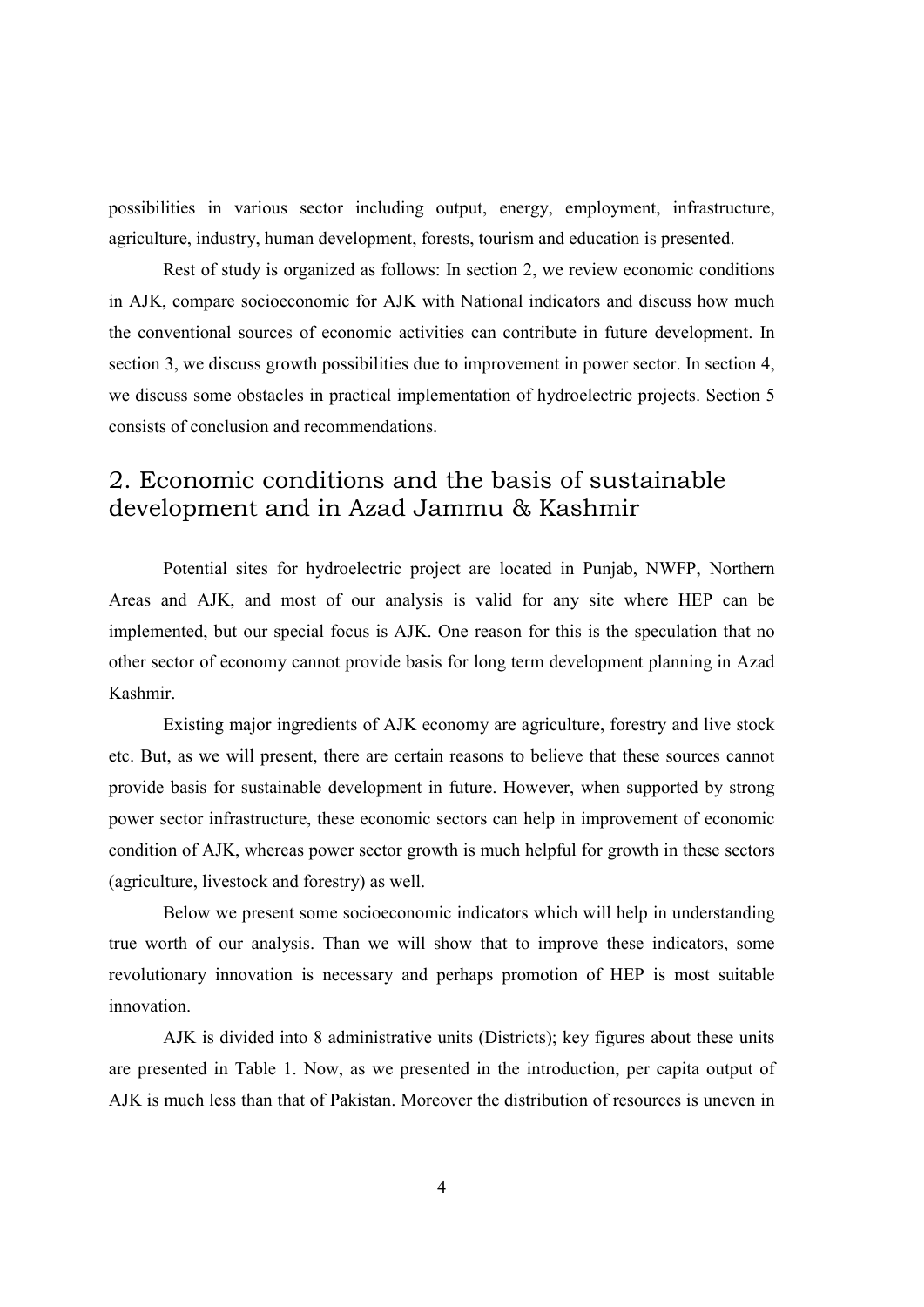possibilities in various sector including output, energy, employment, infrastructure, agriculture, industry, human development, forests, tourism and education is presented.

Rest of study is organized as follows: In section 2, we review economic conditions in AJK, compare socioeconomic for AJK with National indicators and discuss how much the conventional sources of economic activities can contribute in future development. In section 3, we discuss growth possibilities due to improvement in power sector. In section 4, we discuss some obstacles in practical implementation of hydroelectric projects. Section 5 consists of conclusion and recommendations.

## 2. Economic conditions and the basis of sustainable development and in Azad Jammu & Kashmir

Potential sites for hydroelectric project are located in Punjab, NWFP, Northern Areas and AJK, and most of our analysis is valid for any site where HEP can be implemented, but our special focus is AJK. One reason for this is the speculation that no other sector of economy cannot provide basis for long term development planning in Azad Kashmir.

Existing major ingredients of AJK economy are agriculture, forestry and live stock etc. But, as we will present, there are certain reasons to believe that these sources cannot provide basis for sustainable development in future. However, when supported by strong power sector infrastructure, these economic sectors can help in improvement of economic condition of AJK, whereas power sector growth is much helpful for growth in these sectors (agriculture, livestock and forestry) as well.

Below we present some socioeconomic indicators which will help in understanding true worth of our analysis. Than we will show that to improve these indicators, some revolutionary innovation is necessary and perhaps promotion of HEP is most suitable innovation.

AJK is divided into 8 administrative units (Districts); key figures about these units are presented in Table 1. Now, as we presented in the introduction, per capita output of AJK is much less than that of Pakistan. Moreover the distribution of resources is uneven in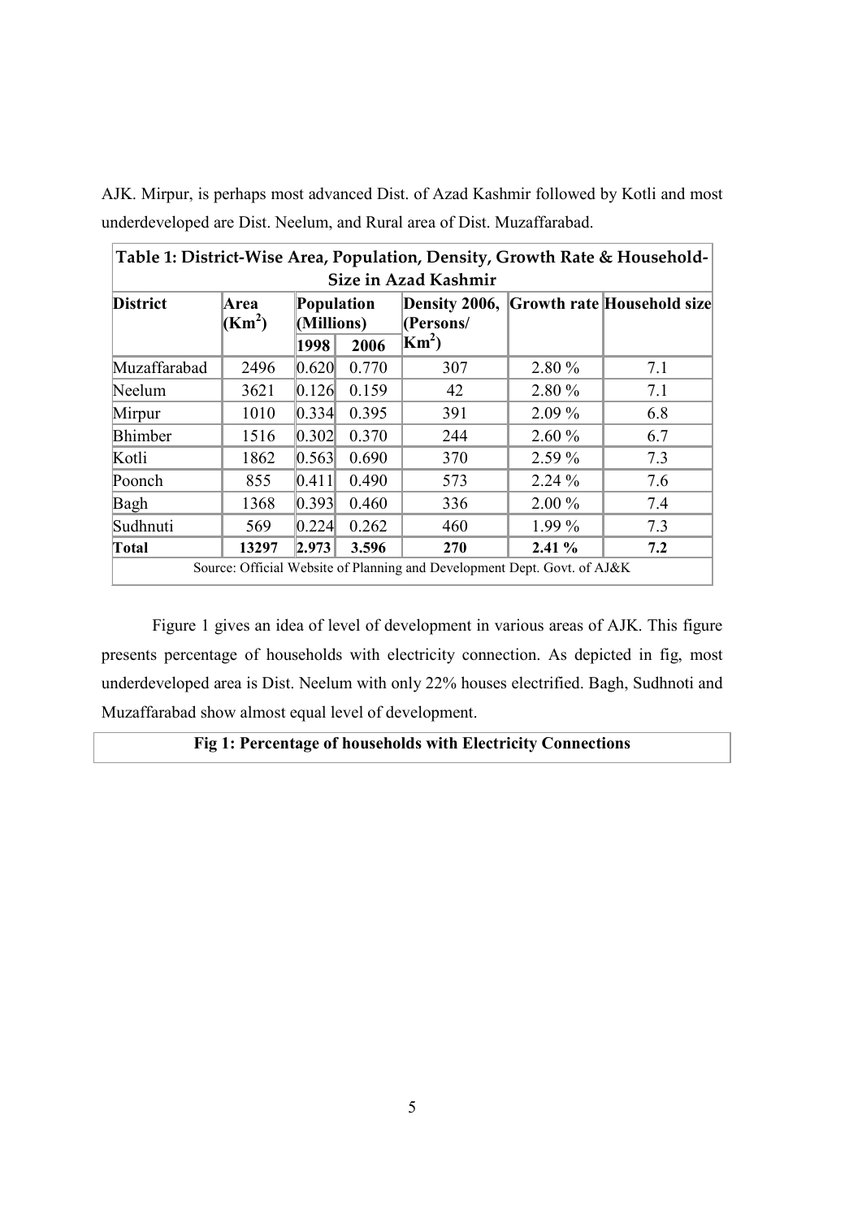AJK. Mirpur, is perhaps most advanced Dist. of Azad Kashmir followed by Kotli and most underdeveloped are Dist. Neelum, and Rural area of Dist. Muzaffarabad.

**Table 1: District-Wise Area, Population, Density, Growth Rate & Household-Size in Azad Kashmir**

| District | Area ($Km^2$) | Population (Millions) | | Density 2006, (Persons/ $Km^2$) | Growth rate | Household size |
|---|---|---|---|---|---|---|
| | | 1998 | 2006 | | | |
| Muzaffarabad | 2496 | 0.620 | 0.770 | 307 | 2.80 % | 7.1 |
| Neelum | 3621 | 0.126 | 0.159 | 42 | 2.80 % | 7.1 |
| Mirpur | 1010 | 0.334 | 0.395 | 391 | 2.09 % | 6.8 |
| Bhimber | 1516 | 0.302 | 0.370 | 244 | 2.60 % | 6.7 |
| Kotli | 1862 | 0.563 | 0.690 | 370 | 2.59 % | 7.3 |
| Poonch | 855 | 0.411 | 0.490 | 573 | 2.24 % | 7.6 |
| Bagh | 1368 | 0.393 | 0.460 | 336 | 2.00 % | 7.4 |
| Sudhnuti | 569 | 0.224 | 0.262 | 460 | 1.99 % | 7.3 |
| **Total** | **13297** | **2.973** | **3.596** | **270** | **2.41 %** | **7.2** |

Source: Official Website of Planning and Development Dept. Govt. of AJ&K

Figure 1 gives an idea of level of development in various areas of AJK. This figure presents percentage of households with electricity connection. As depicted in fig, most underdeveloped area is Dist. Neelum with only 22% houses electrified. Bagh, Sudhnoti and Muzaffarabad show almost equal level of development.

**Fig 1: Percentage of households with Electricity Connections**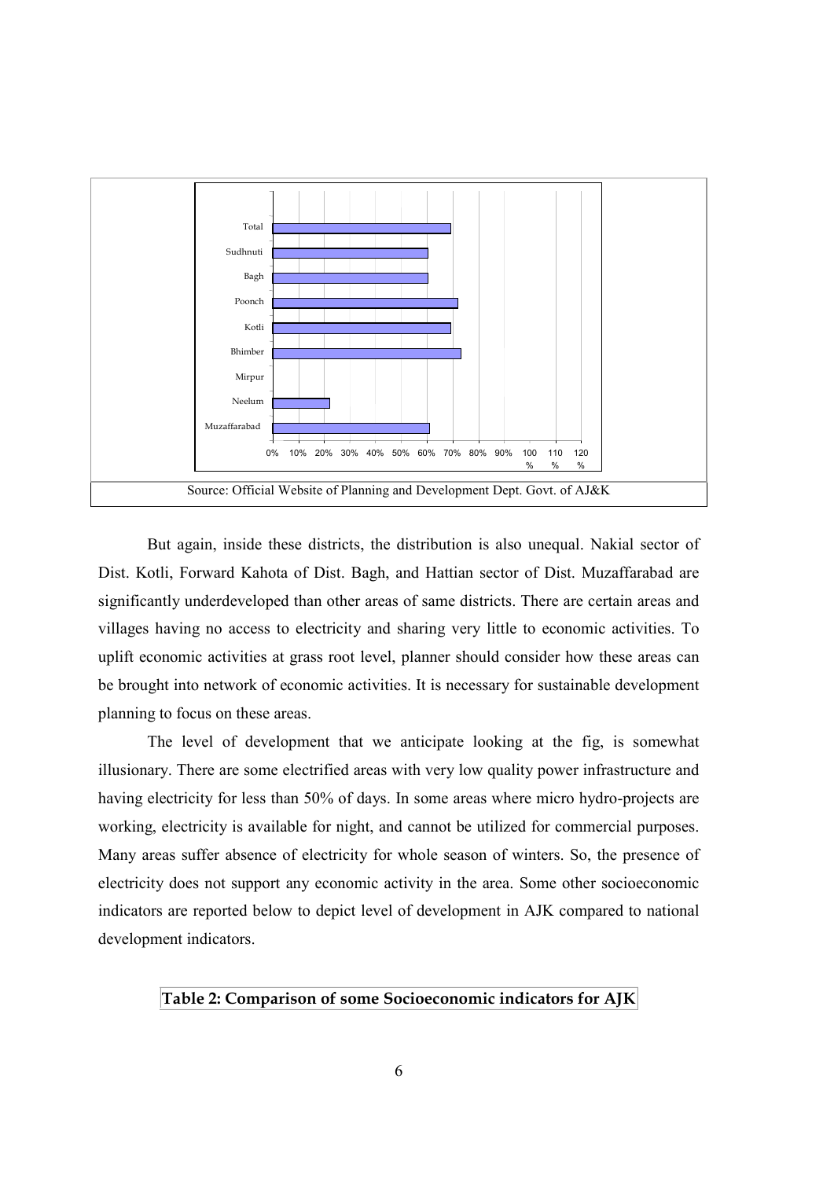Source: Official Website of Planning and Development Dept. Govt. of AJ&K

But again, inside these districts, the distribution is also unequal. Nakial sector of Dist. Kotli, Forward Kahota of Dist. Bagh, and Hattian sector of Dist. Muzaffarabad are significantly underdeveloped than other areas of same districts. There are certain areas and villages having no access to electricity and sharing very little to economic activities. To uplift economic activities at grass root level, planner should consider how these areas can be brought into network of economic activities. It is necessary for sustainable development planning to focus on these areas.

The level of development that we anticipate looking at the fig, is somewhat illusionary. There are some electrified areas with very low quality power infrastructure and having electricity for less than 50% of days. In some areas where micro hydro-projects are working, electricity is available for night, and cannot be utilized for commercial purposes. Many areas suffer absence of electricity for whole season of winters. So, the presence of electricity does not support any economic activity in the area. Some other socioeconomic indicators are reported below to depict level of development in AJK compared to national development indicators.

**Table 2: Comparison of some Socioeconomic indicators for AJK**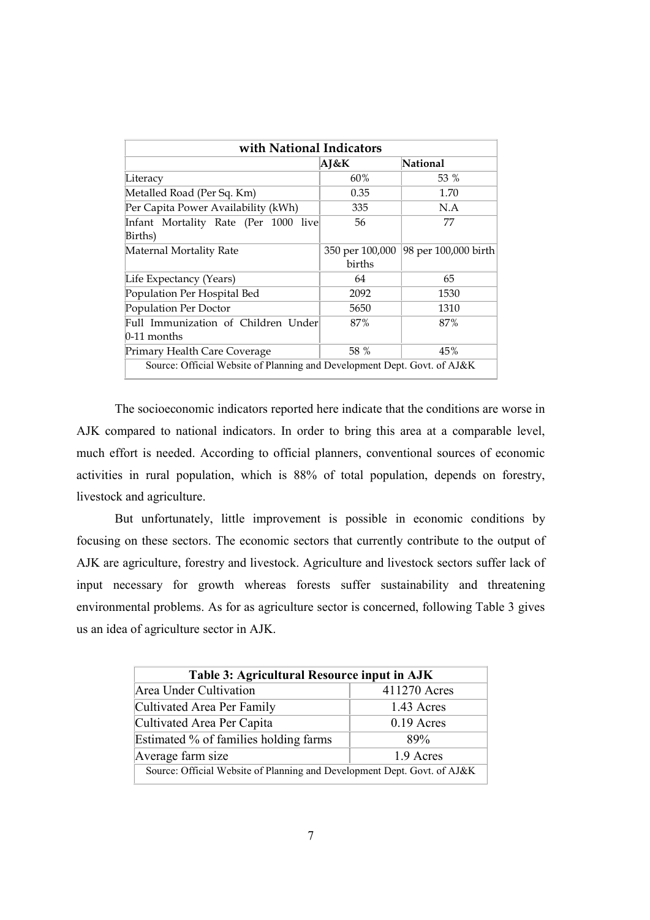| with National Indicators | | |
|---|---|---|
| | AJ&K | National |
| Literacy | 60% | 53 % |
| Metalled Road (Per Sq. Km) | 0.35 | 1.70 |
| Per Capita Power Availability (kWh) | 335 | N.A |
| Infant Mortality Rate (Per 1000 live Births) | 56 | 77 |
| Maternal Mortality Rate | 350 per 100,000 births | 98 per 100,000 birth |
| Life Expectancy (Years) | 64 | 65 |
| Population Per Hospital Bed | 2092 | 1530 |
| Population Per Doctor | 5650 | 1310 |
| Full Immunization of Children Under 0-11 months | 87% | 87% |
| Primary Health Care Coverage | 58 % | 45% |
| Source: Official Website of Planning and Development Dept. Govt. of AJ&K | | |

The socioeconomic indicators reported here indicate that the conditions are worse in AJK compared to national indicators. In order to bring this area at a comparable level, much effort is needed. According to official planners, conventional sources of economic activities in rural population, which is 88% of total population, depends on forestry, livestock and agriculture.

But unfortunately, little improvement is possible in economic conditions by focusing on these sectors. The economic sectors that currently contribute to the output of AJK are agriculture, forestry and livestock. Agriculture and livestock sectors suffer lack of input necessary for growth whereas forests suffer sustainability and threatening environmental problems. As for as agriculture sector is concerned, following Table 3 gives us an idea of agriculture sector in AJK.

| Table 3: Agricultural Resource input in AJK | |
|---|---|
| Area Under Cultivation | 411270 Acres |
| Cultivated Area Per Family | 1.43 Acres |
| Cultivated Area Per Capita | 0.19 Acres |
| Estimated % of families holding farms | 89% |
| Average farm size | 1.9 Acres |
| Source: Official Website of Planning and Development Dept. Govt. of AJ&K | |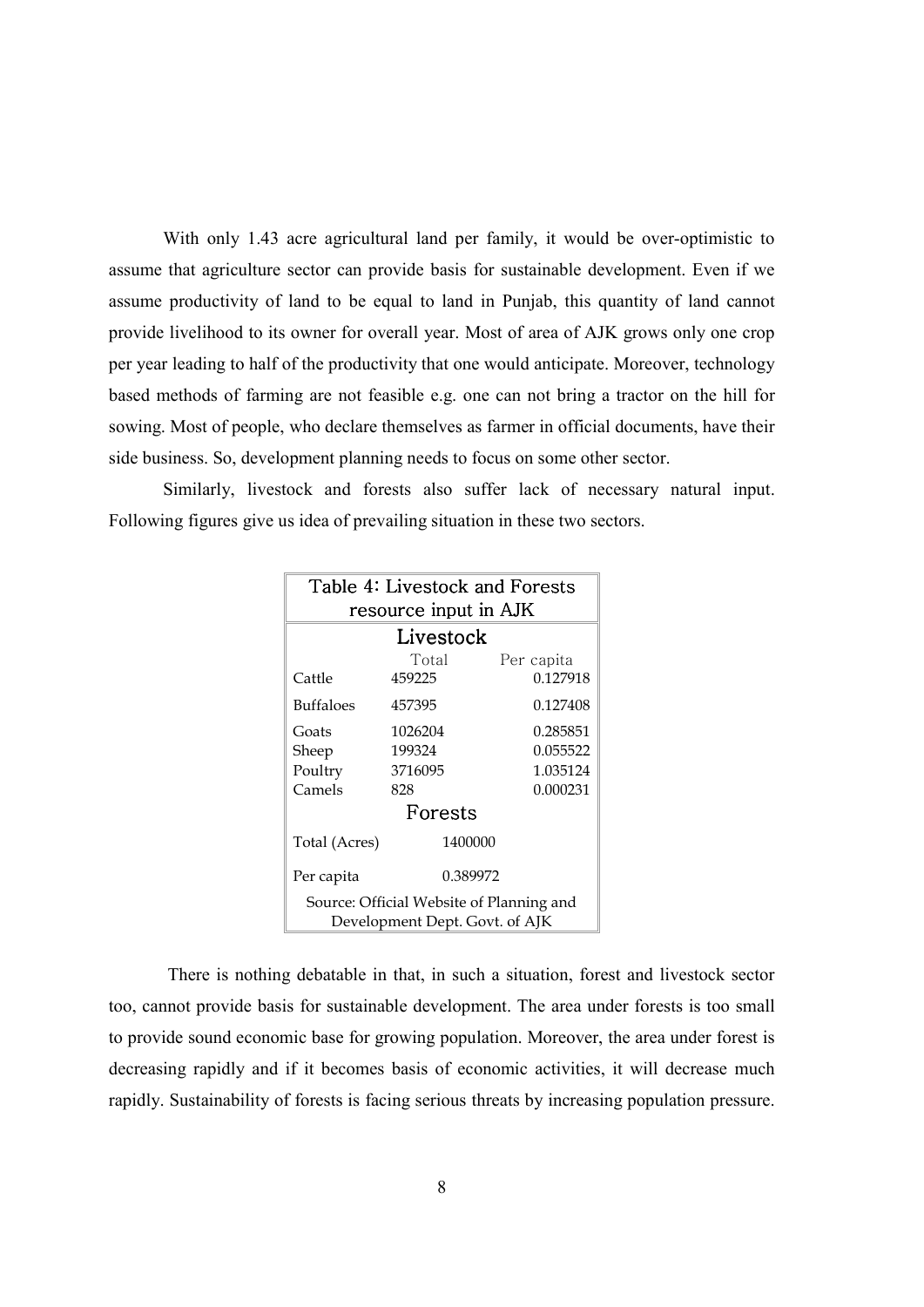With only 1.43 acre agricultural land per family, it would be over-optimistic to assume that agriculture sector can provide basis for sustainable development. Even if we assume productivity of land to be equal to land in Punjab, this quantity of land cannot provide livelihood to its owner for overall year. Most of area of AJK grows only one crop per year leading to half of the productivity that one would anticipate. Moreover, technology based methods of farming are not feasible e.g. one can not bring a tractor on the hill for sowing. Most of people, who declare themselves as farmer in official documents, have their side business. So, development planning needs to focus on some other sector.

Similarly, livestock and forests also suffer lack of necessary natural input. Following figures give us idea of prevailing situation in these two sectors.

| Table 4: Livestock and Forests resource input in AJK | | |
|---|---|---|
| **Livestock** | | |
| | Total | Per capita |
| Cattle | 459225 | 0.127918 |
| Buffaloes | 457395 | 0.127408 |
| Goats | 1026204 | 0.285851 |
| Sheep | 199324 | 0.055522 |
| Poultry | 3716095 | 1.035124 |
| Camels | 828 | 0.000231 |
| **Forests** | | |
| Total (Acres) | 1400000 | |
| Per capita | 0.389972 | |
| Source: Official Website of Planning and Development Dept. Govt. of AJK | | |

There is nothing debatable in that, in such a situation, forest and livestock sector too, cannot provide basis for sustainable development. The area under forests is too small to provide sound economic base for growing population. Moreover, the area under forest is decreasing rapidly and if it becomes basis of economic activities, it will decrease much rapidly. Sustainability of forests is facing serious threats by increasing population pressure.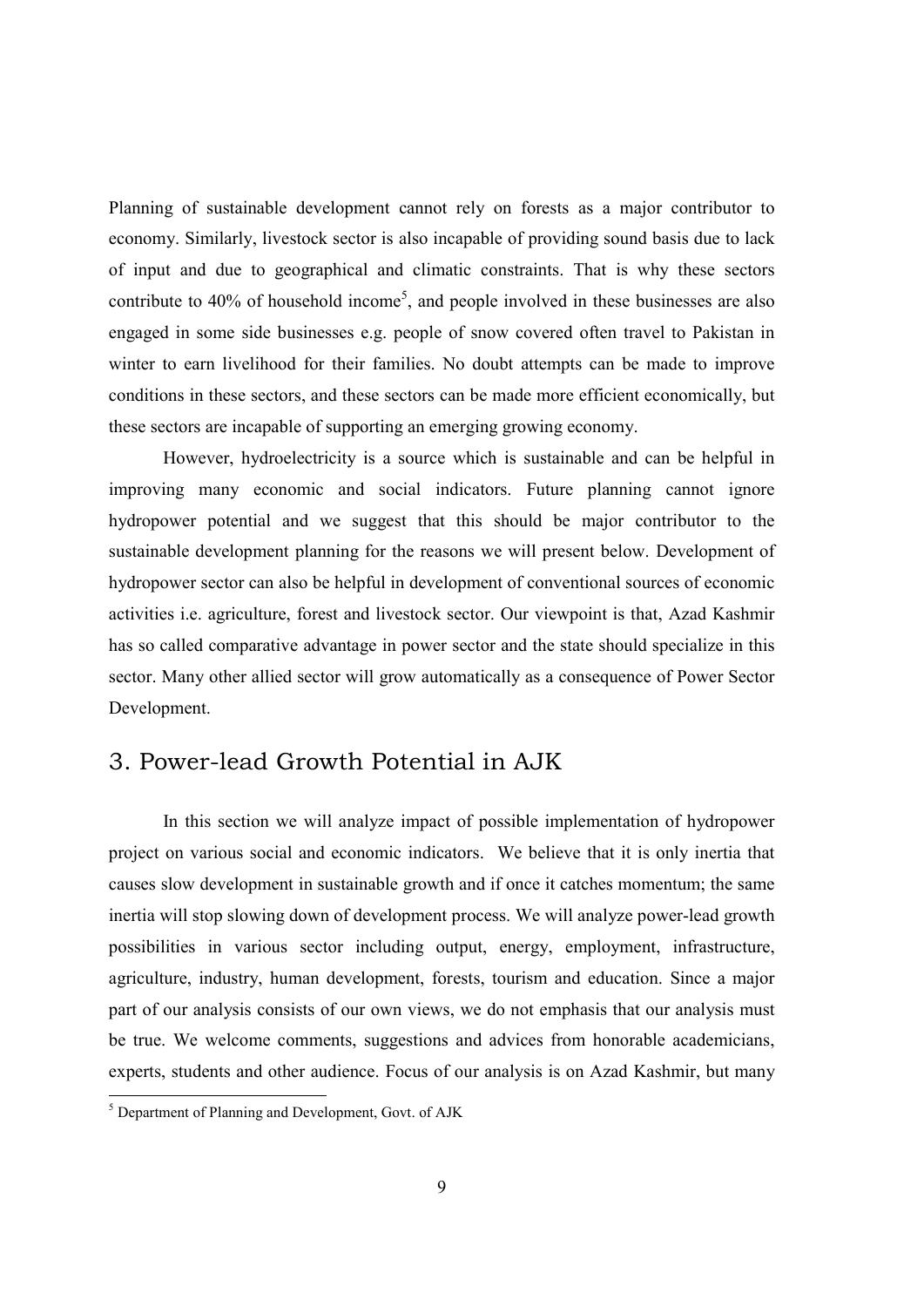Planning of sustainable development cannot rely on forests as a major contributor to economy. Similarly, livestock sector is also incapable of providing sound basis due to lack of input and due to geographical and climatic constraints. That is why these sectors contribute to 40% of household income[5], and people involved in these businesses are also engaged in some side businesses e.g. people of snow covered often travel to Pakistan in winter to earn livelihood for their families. No doubt attempts can be made to improve conditions in these sectors, and these sectors can be made more efficient economically, but these sectors are incapable of supporting an emerging growing economy.

However, hydroelectricity is a source which is sustainable and can be helpful in improving many economic and social indicators. Future planning cannot ignore hydropower potential and we suggest that this should be major contributor to the sustainable development planning for the reasons we will present below. Development of hydropower sector can also be helpful in development of conventional sources of economic activities i.e. agriculture, forest and livestock sector. Our viewpoint is that, Azad Kashmir has so called comparative advantage in power sector and the state should specialize in this sector. Many other allied sector will grow automatically as a consequence of Power Sector Development.

## 3. Power-lead Growth Potential in AJK

In this section we will analyze impact of possible implementation of hydropower project on various social and economic indicators. We believe that it is only inertia that causes slow development in sustainable growth and if once it catches momentum; the same inertia will stop slowing down of development process. We will analyze power-lead growth possibilities in various sector including output, energy, employment, infrastructure, agriculture, industry, human development, forests, tourism and education. Since a major part of our analysis consists of our own views, we do not emphasis that our analysis must be true. We welcome comments, suggestions and advices from honorable academicians, experts, students and other audience. Focus of our analysis is on Azad Kashmir, but many

[5] Department of Planning and Development, Govt. of AJK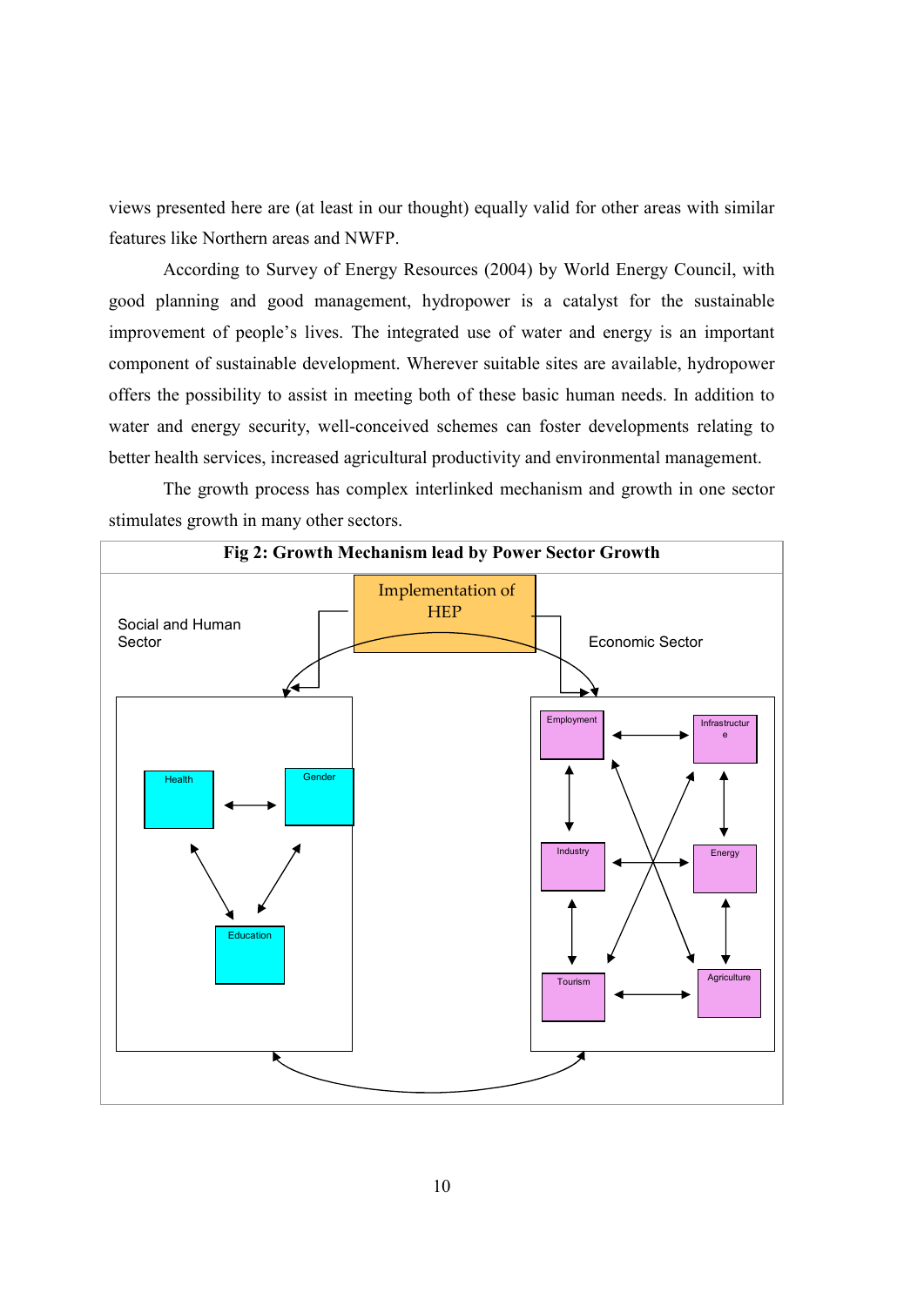views presented here are (at least in our thought) equally valid for other areas with similar features like Northern areas and NWFP.

According to Survey of Energy Resources (2004) by World Energy Council, with good planning and good management, hydropower is a catalyst for the sustainable improvement of people's lives. The integrated use of water and energy is an important component of sustainable development. Wherever suitable sites are available, hydropower offers the possibility to assist in meeting both of these basic human needs. In addition to water and energy security, well-conceived schemes can foster developments relating to better health services, increased agricultural productivity and environmental management.

The growth process has complex interlinked mechanism and growth in one sector stimulates growth in many other sectors.

**Fig 2: Growth Mechanism lead by Power Sector Growth**

Implementation of HEP

Social and Human Sector

Economic Sector

Health

Gender

Education

Employment

Infrastructure

Industry

Energy

Tourism

Agriculture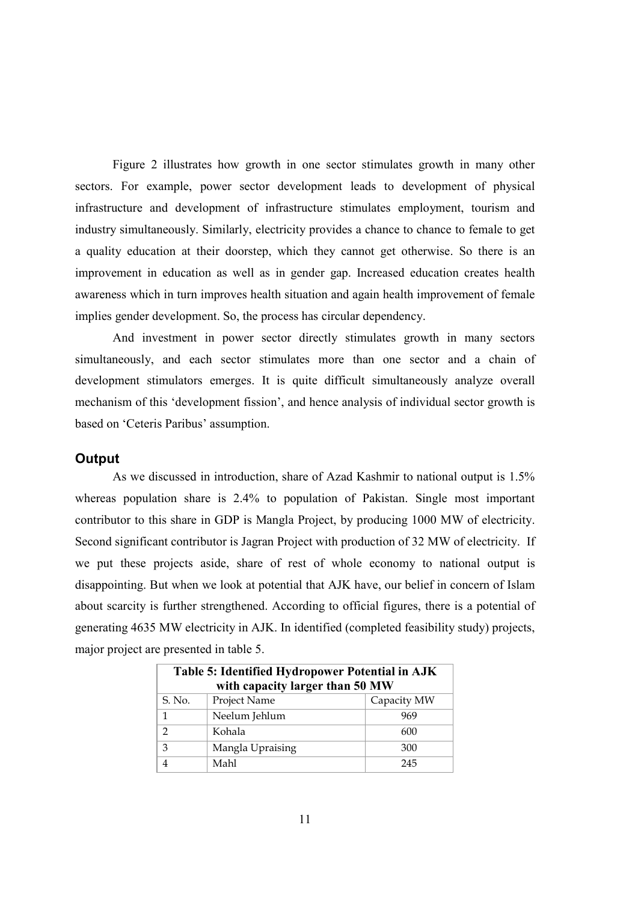Figure 2 illustrates how growth in one sector stimulates growth in many other sectors. For example, power sector development leads to development of physical infrastructure and development of infrastructure stimulates employment, tourism and industry simultaneously. Similarly, electricity provides a chance to chance to female to get a quality education at their doorstep, which they cannot get otherwise. So there is an improvement in education as well as in gender gap. Increased education creates health awareness which in turn improves health situation and again health improvement of female implies gender development. So, the process has circular dependency.

And investment in power sector directly stimulates growth in many sectors simultaneously, and each sector stimulates more than one sector and a chain of development stimulators emerges. It is quite difficult simultaneously analyze overall mechanism of this 'development fission', and hence analysis of individual sector growth is based on 'Ceteris Paribus' assumption.

### Output

As we discussed in introduction, share of Azad Kashmir to national output is 1.5% whereas population share is 2.4% to population of Pakistan. Single most important contributor to this share in GDP is Mangla Project, by producing 1000 MW of electricity. Second significant contributor is Jagran Project with production of 32 MW of electricity. If we put these projects aside, share of rest of whole economy to national output is disappointing. But when we look at potential that AJK have, our belief in concern of Islam about scarcity is further strengthened. According to official figures, there is a potential of generating 4635 MW electricity in AJK. In identified (completed feasibility study) projects, major project are presented in table 5.

**Table 5: Identified Hydropower Potential in AJK with capacity larger than 50 MW**

| S. No. | Project Name | Capacity MW |
|---|---|---|
| 1 | Neelum Jehlum | 969 |
| 2 | Kohala | 600 |
| 3 | Mangla Upraising | 300 |
| 4 | Mahl | 245 |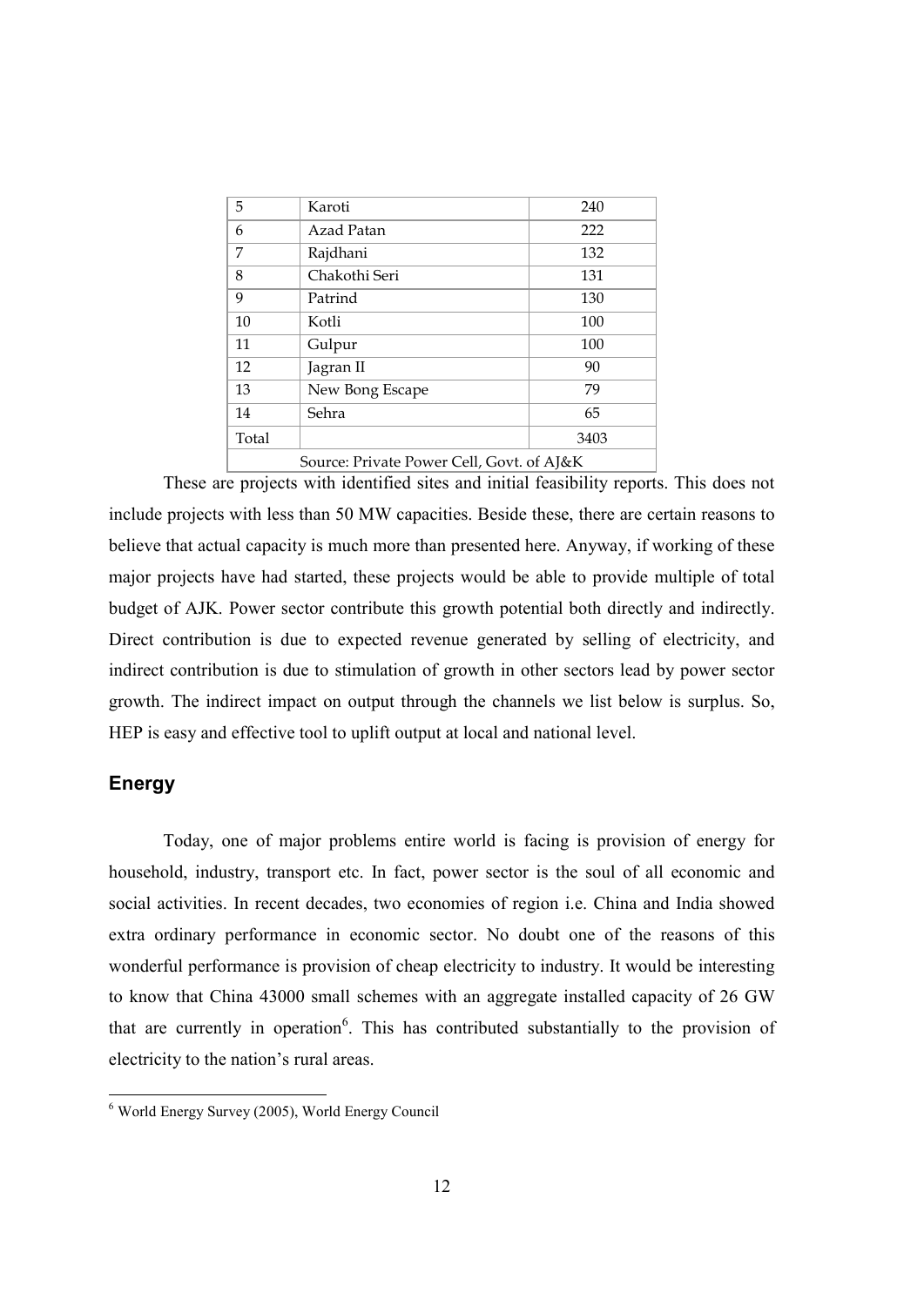| 5 | Karoti | 240 |
|---|---|---|
| 6 | Azad Patan | 222 |
| 7 | Rajdhani | 132 |
| 8 | Chakothi Seri | 131 |
| 9 | Patrind | 130 |
| 10 | Kotli | 100 |
| 11 | Gulpur | 100 |
| 12 | Jagran II | 90 |
| 13 | New Bong Escape | 79 |
| 14 | Sehra | 65 |
| Total | | 3403 |

Source: Private Power Cell, Govt. of AJ&K

These are projects with identified sites and initial feasibility reports. This does not include projects with less than 50 MW capacities. Beside these, there are certain reasons to believe that actual capacity is much more than presented here. Anyway, if working of these major projects have had started, these projects would be able to provide multiple of total budget of AJK. Power sector contribute this growth potential both directly and indirectly. Direct contribution is due to expected revenue generated by selling of electricity, and indirect contribution is due to stimulation of growth in other sectors lead by power sector growth. The indirect impact on output through the channels we list below is surplus. So, HEP is easy and effective tool to uplift output at local and national level.

## Energy

Today, one of major problems entire world is facing is provision of energy for household, industry, transport etc. In fact, power sector is the soul of all economic and social activities. In recent decades, two economies of region i.e. China and India showed extra ordinary performance in economic sector. No doubt one of the reasons of this wonderful performance is provision of cheap electricity to industry. It would be interesting to know that China 43000 small schemes with an aggregate installed capacity of 26 GW that are currently in operation[6]. This has contributed substantially to the provision of electricity to the nation's rural areas.

[6] World Energy Survey (2005), World Energy Council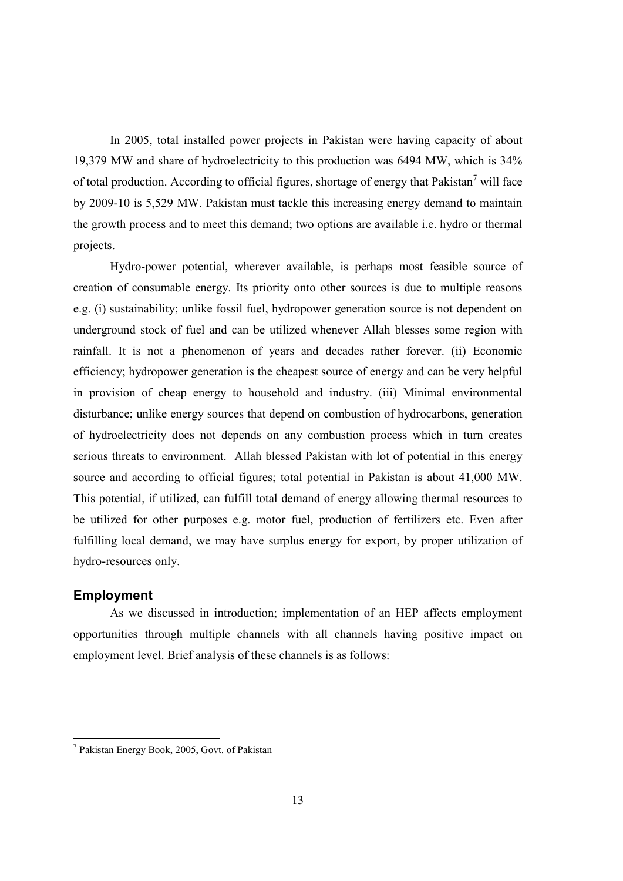In 2005, total installed power projects in Pakistan were having capacity of about 19,379 MW and share of hydroelectricity to this production was 6494 MW, which is 34% of total production. According to official figures, shortage of energy that Pakistan[7] will face by 2009-10 is 5,529 MW. Pakistan must tackle this increasing energy demand to maintain the growth process and to meet this demand; two options are available i.e. hydro or thermal projects.

Hydro-power potential, wherever available, is perhaps most feasible source of creation of consumable energy. Its priority onto other sources is due to multiple reasons e.g. (i) sustainability; unlike fossil fuel, hydropower generation source is not dependent on underground stock of fuel and can be utilized whenever Allah blesses some region with rainfall. It is not a phenomenon of years and decades rather forever. (ii) Economic efficiency; hydropower generation is the cheapest source of energy and can be very helpful in provision of cheap energy to household and industry. (iii) Minimal environmental disturbance; unlike energy sources that depend on combustion of hydrocarbons, generation of hydroelectricity does not depends on any combustion process which in turn creates serious threats to environment. Allah blessed Pakistan with lot of potential in this energy source and according to official figures; total potential in Pakistan is about 41,000 MW. This potential, if utilized, can fulfill total demand of energy allowing thermal resources to be utilized for other purposes e.g. motor fuel, production of fertilizers etc. Even after fulfilling local demand, we may have surplus energy for export, by proper utilization of hydro-resources only.

## Employment

As we discussed in introduction; implementation of an HEP affects employment opportunities through multiple channels with all channels having positive impact on employment level. Brief analysis of these channels is as follows:

[7] Pakistan Energy Book, 2005, Govt. of Pakistan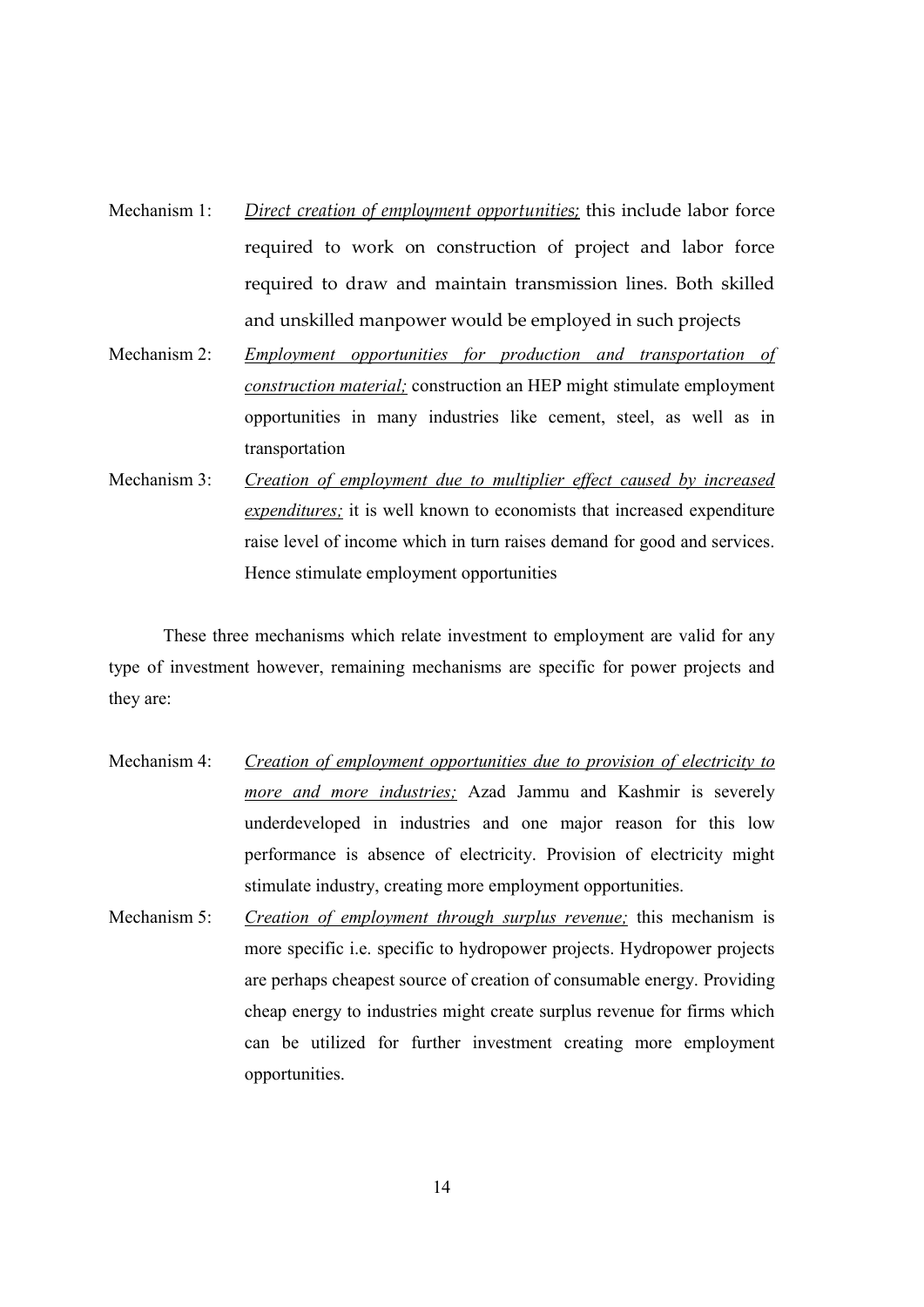Mechanism 1: *Direct creation of employment opportunities;* this include labor force required to work on construction of project and labor force required to draw and maintain transmission lines. Both skilled and unskilled manpower would be employed in such projects

Mechanism 2: *Employment opportunities for production and transportation of construction material;* construction an HEP might stimulate employment opportunities in many industries like cement, steel, as well as in transportation

Mechanism 3: *Creation of employment due to multiplier effect caused by increased expenditures;* it is well known to economists that increased expenditure raise level of income which in turn raises demand for good and services. Hence stimulate employment opportunities

These three mechanisms which relate investment to employment are valid for any type of investment however, remaining mechanisms are specific for power projects and they are:

Mechanism 4: *Creation of employment opportunities due to provision of electricity to more and more industries;* Azad Jammu and Kashmir is severely underdeveloped in industries and one major reason for this low performance is absence of electricity. Provision of electricity might stimulate industry, creating more employment opportunities.

Mechanism 5: *Creation of employment through surplus revenue;* this mechanism is more specific i.e. specific to hydropower projects. Hydropower projects are perhaps cheapest source of creation of consumable energy. Providing cheap energy to industries might create surplus revenue for firms which can be utilized for further investment creating more employment opportunities.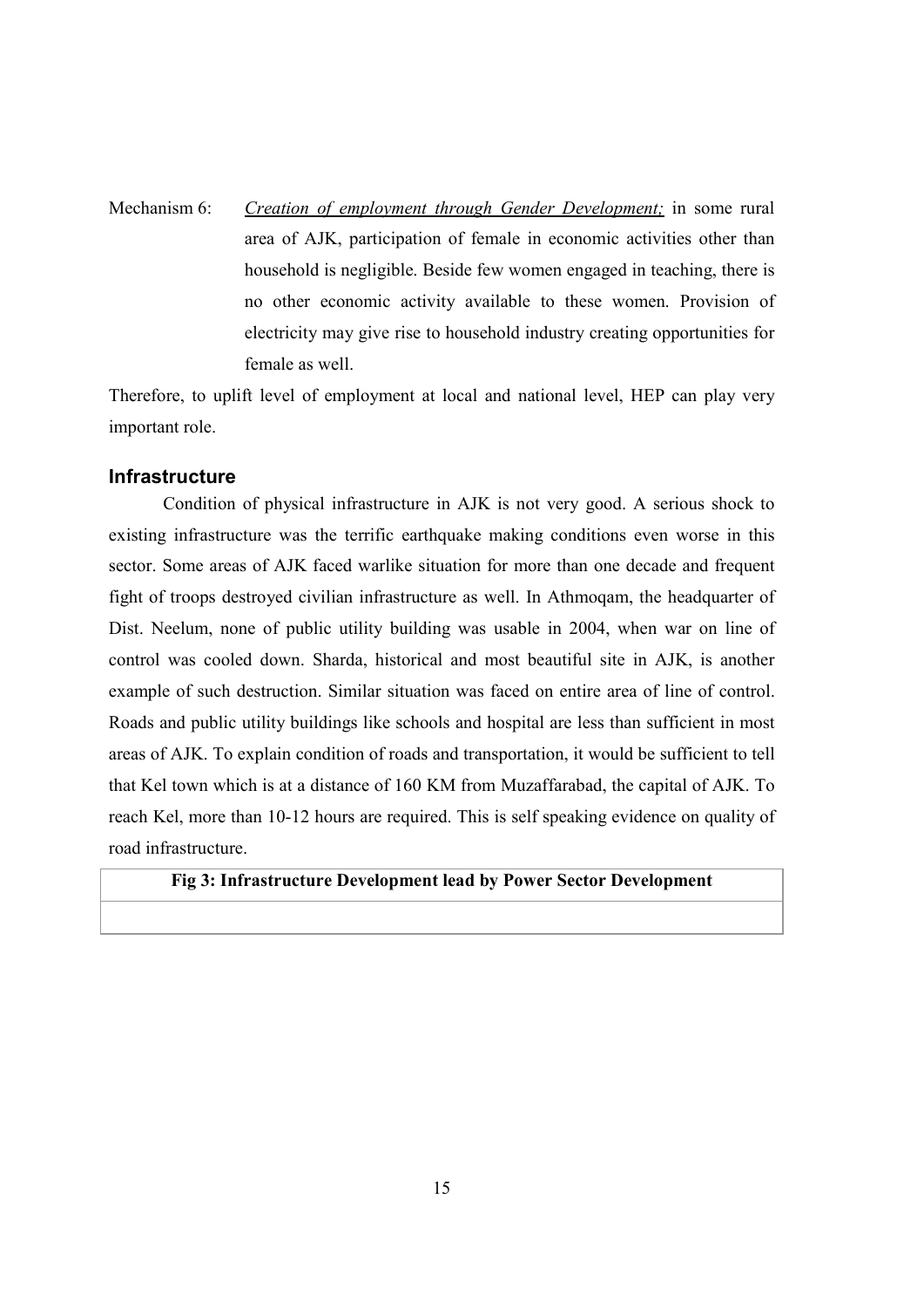Mechanism 6: *Creation of employment through Gender Development;* in some rural area of AJK, participation of female in economic activities other than household is negligible. Beside few women engaged in teaching, there is no other economic activity available to these women. Provision of electricity may give rise to household industry creating opportunities for female as well.

Therefore, to uplift level of employment at local and national level, HEP can play very important role.

## Infrastructure

Condition of physical infrastructure in AJK is not very good. A serious shock to existing infrastructure was the terrific earthquake making conditions even worse in this sector. Some areas of AJK faced warlike situation for more than one decade and frequent fight of troops destroyed civilian infrastructure as well. In Athmoqam, the headquarter of Dist. Neelum, none of public utility building was usable in 2004, when war on line of control was cooled down. Sharda, historical and most beautiful site in AJK, is another example of such destruction. Similar situation was faced on entire area of line of control. Roads and public utility buildings like schools and hospital are less than sufficient in most areas of AJK. To explain condition of roads and transportation, it would be sufficient to tell that Kel town which is at a distance of 160 KM from Muzaffarabad, the capital of AJK. To reach Kel, more than 10-12 hours are required. This is self speaking evidence on quality of road infrastructure.

| **Fig 3: Infrastructure Development lead by Power Sector Development** |
| --- |
| |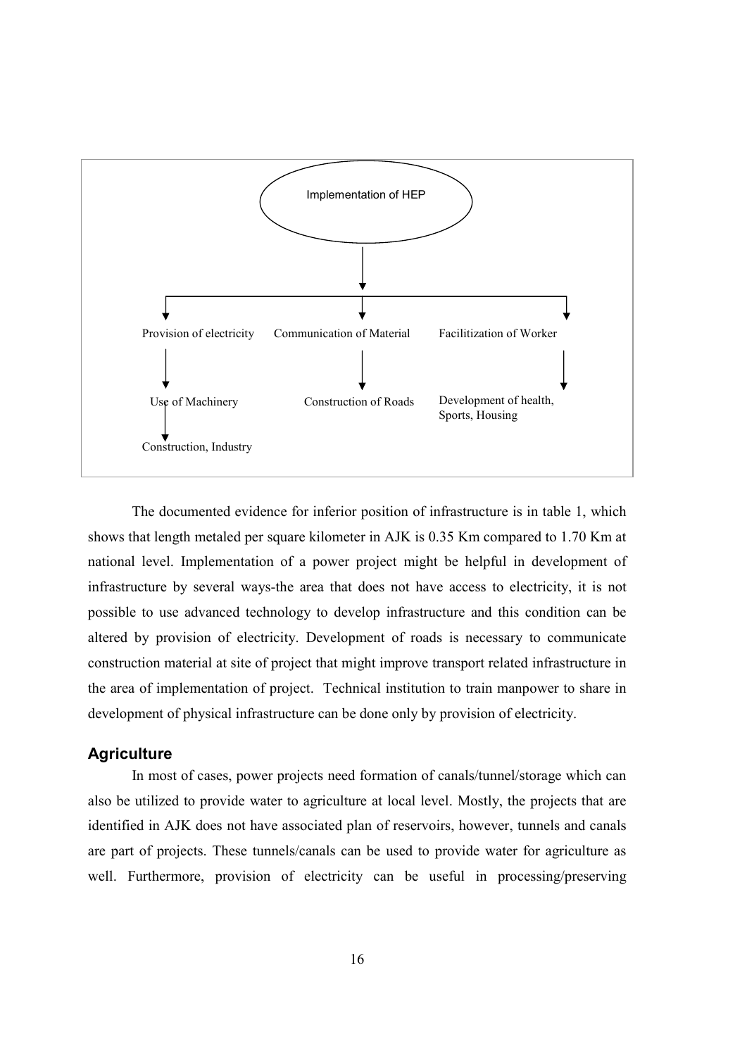Implementation of HEP

Provision of electricity → Use of Machinery → Construction, Industry

Communication of Material → Construction of Roads

Facilitization of Worker → Development of health, Sports, Housing

The documented evidence for inferior position of infrastructure is in table 1, which shows that length metaled per square kilometer in AJK is 0.35 Km compared to 1.70 Km at national level. Implementation of a power project might be helpful in development of infrastructure by several ways-the area that does not have access to electricity, it is not possible to use advanced technology to develop infrastructure and this condition can be altered by provision of electricity. Development of roads is necessary to communicate construction material at site of project that might improve transport related infrastructure in the area of implementation of project. Technical institution to train manpower to share in development of physical infrastructure can be done only by provision of electricity.

## Agriculture

In most of cases, power projects need formation of canals/tunnel/storage which can also be utilized to provide water to agriculture at local level. Mostly, the projects that are identified in AJK does not have associated plan of reservoirs, however, tunnels and canals are part of projects. These tunnels/canals can be used to provide water for agriculture as well. Furthermore, provision of electricity can be useful in processing/preserving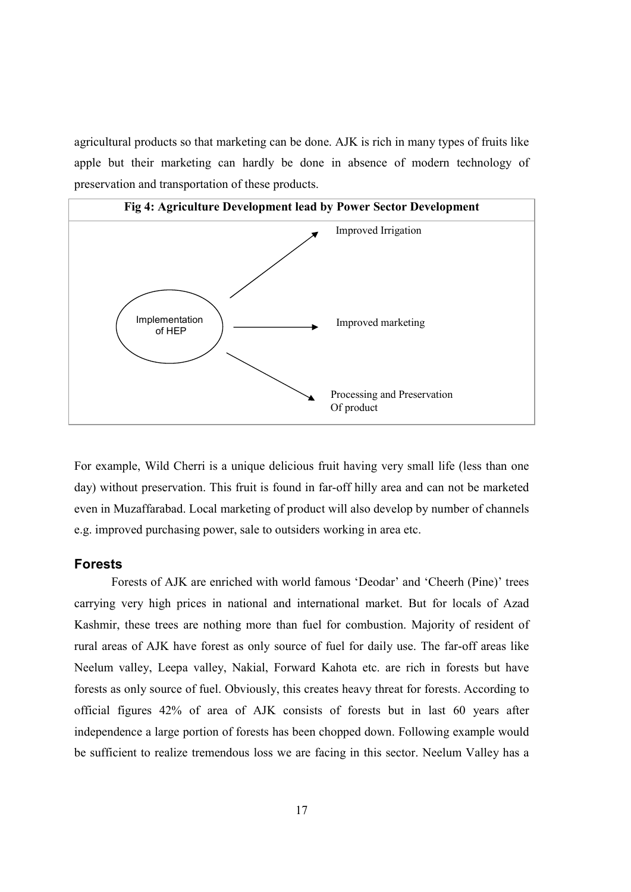agricultural products so that marketing can be done. AJK is rich in many types of fruits like apple but their marketing can hardly be done in absence of modern technology of preservation and transportation of these products.

**Fig 4: Agriculture Development lead by Power Sector Development**

Implementation of HEP → Improved Irrigation

Implementation of HEP → Improved marketing

Implementation of HEP → Processing and Preservation Of product

For example, Wild Cherri is a unique delicious fruit having very small life (less than one day) without preservation. This fruit is found in far-off hilly area and can not be marketed even in Muzaffarabad. Local marketing of product will also develop by number of channels e.g. improved purchasing power, sale to outsiders working in area etc.

### Forests

Forests of AJK are enriched with world famous 'Deodar' and 'Cheerh (Pine)' trees carrying very high prices in national and international market. But for locals of Azad Kashmir, these trees are nothing more than fuel for combustion. Majority of resident of rural areas of AJK have forest as only source of fuel for daily use. The far-off areas like Neelum valley, Leepa valley, Nakial, Forward Kahota etc. are rich in forests but have forests as only source of fuel. Obviously, this creates heavy threat for forests. According to official figures 42% of area of AJK consists of forests but in last 60 years after independence a large portion of forests has been chopped down. Following example would be sufficient to realize tremendous loss we are facing in this sector. Neelum Valley has a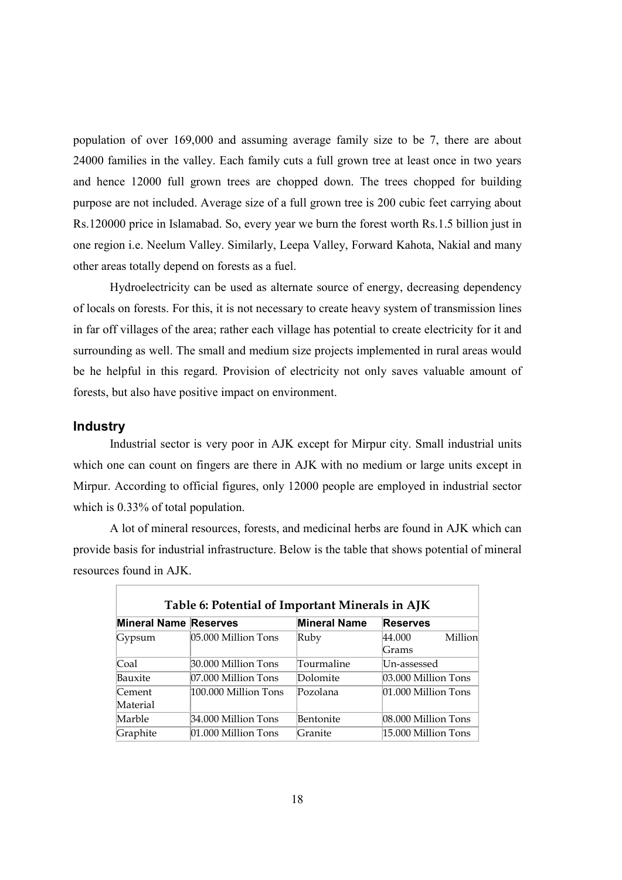population of over 169,000 and assuming average family size to be 7, there are about 24000 families in the valley. Each family cuts a full grown tree at least once in two years and hence 12000 full grown trees are chopped down. The trees chopped for building purpose are not included. Average size of a full grown tree is 200 cubic feet carrying about Rs.120000 price in Islamabad. So, every year we burn the forest worth Rs.1.5 billion just in one region i.e. Neelum Valley. Similarly, Leepa Valley, Forward Kahota, Nakial and many other areas totally depend on forests as a fuel.

Hydroelectricity can be used as alternate source of energy, decreasing dependency of locals on forests. For this, it is not necessary to create heavy system of transmission lines in far off villages of the area; rather each village has potential to create electricity for it and surrounding as well. The small and medium size projects implemented in rural areas would be he helpful in this regard. Provision of electricity not only saves valuable amount of forests, but also have positive impact on environment.

## Industry

Industrial sector is very poor in AJK except for Mirpur city. Small industrial units which one can count on fingers are there in AJK with no medium or large units except in Mirpur. According to official figures, only 12000 people are employed in industrial sector which is 0.33% of total population.

A lot of mineral resources, forests, and medicinal herbs are found in AJK which can provide basis for industrial infrastructure. Below is the table that shows potential of mineral resources found in AJK.

**Table 6: Potential of Important Minerals in AJK**

| Mineral Name | Reserves | Mineral Name | Reserves |
|---|---|---|---|
| Gypsum | 05.000 Million Tons | Ruby | 44.000 Million Grams |
| Coal | 30.000 Million Tons | Tourmaline | Un-assessed |
| Bauxite | 07.000 Million Tons | Dolomite | 03.000 Million Tons |
| Cement Material | 100.000 Million Tons | Pozolana | 01.000 Million Tons |
| Marble | 34.000 Million Tons | Bentonite | 08.000 Million Tons |
| Graphite | 01.000 Million Tons | Granite | 15.000 Million Tons |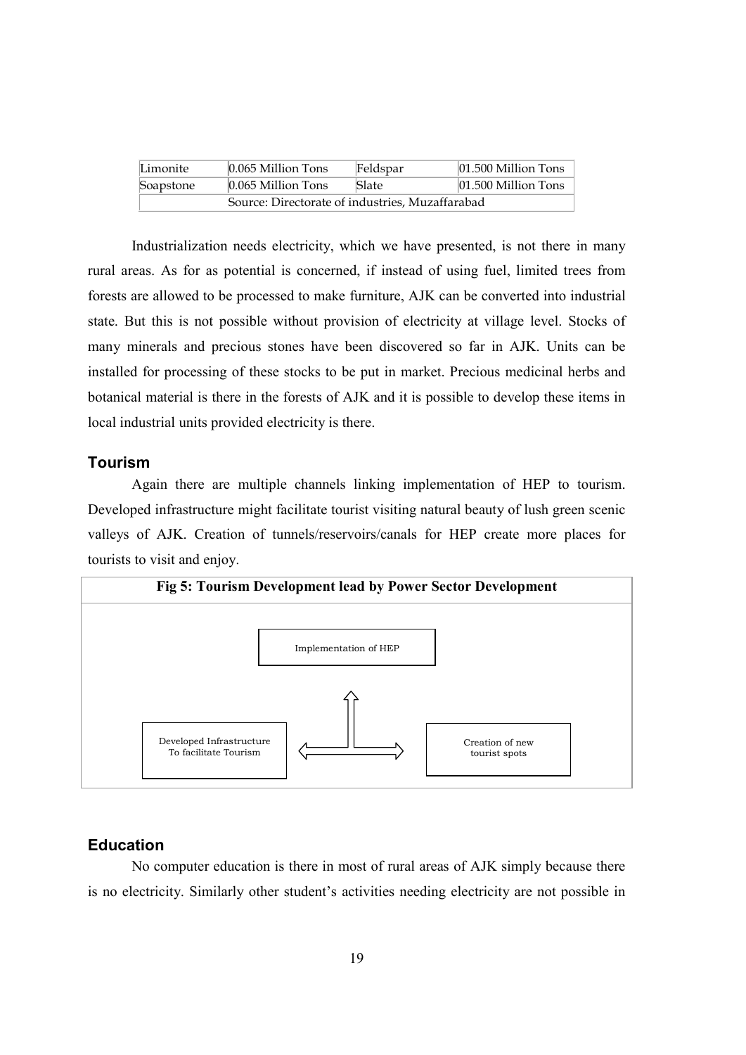| Limonite | 0.065 Million Tons | Feldspar | 01.500 Million Tons |
|---|---|---|---|
| Soapstone | 0.065 Million Tons | Slate | 01.500 Million Tons |
| Source: Directorate of industries, Muzaffarabad | | | |

Industrialization needs electricity, which we have presented, is not there in many rural areas. As for as potential is concerned, if instead of using fuel, limited trees from forests are allowed to be processed to make furniture, AJK can be converted into industrial state. But this is not possible without provision of electricity at village level. Stocks of many minerals and precious stones have been discovered so far in AJK. Units can be installed for processing of these stocks to be put in market. Precious medicinal herbs and botanical material is there in the forests of AJK and it is possible to develop these items in local industrial units provided electricity is there.

### Tourism

Again there are multiple channels linking implementation of HEP to tourism. Developed infrastructure might facilitate tourist visiting natural beauty of lush green scenic valleys of AJK. Creation of tunnels/reservoirs/canals for HEP create more places for tourists to visit and enjoy.

**Fig 5: Tourism Development lead by Power Sector Development**

Implementation of HEP

Developed Infrastructure To facilitate Tourism

Creation of new tourist spots

### Education

No computer education is there in most of rural areas of AJK simply because there is no electricity. Similarly other student's activities needing electricity are not possible in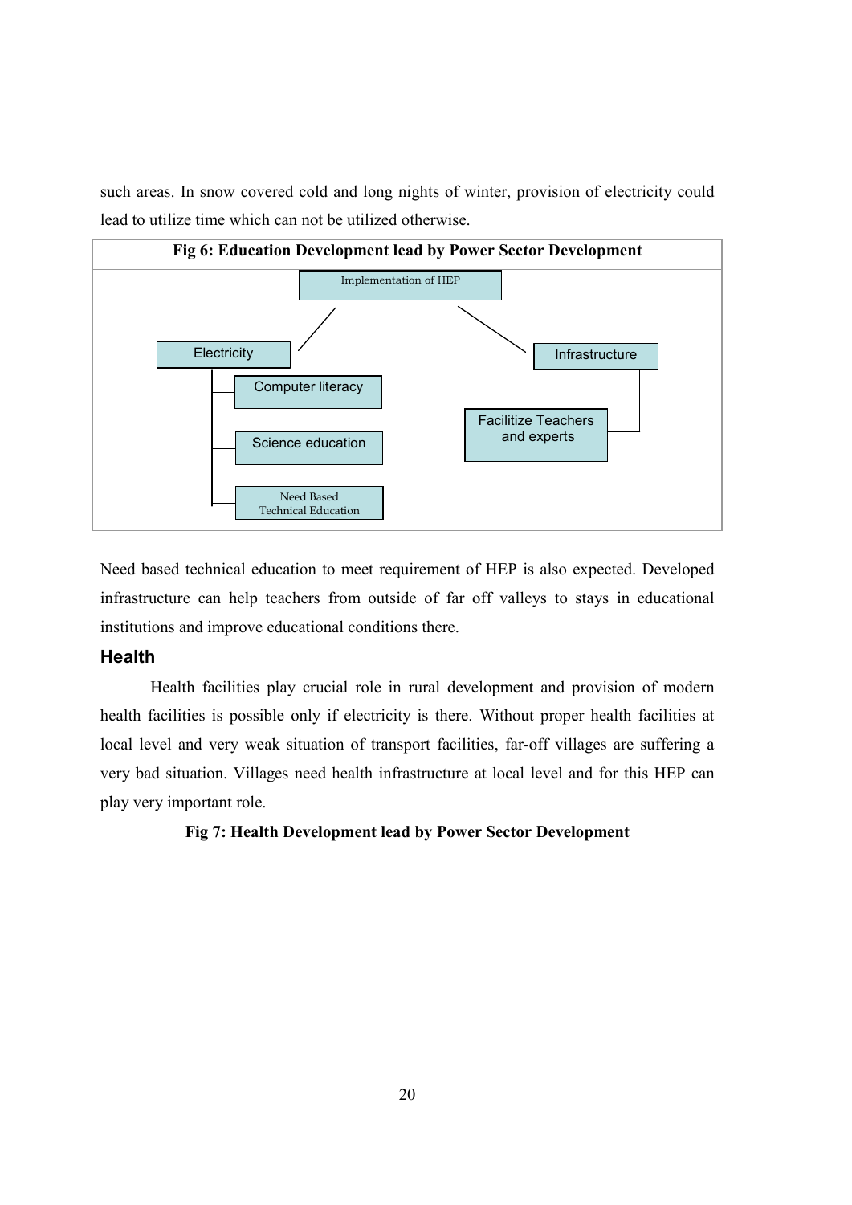such areas. In snow covered cold and long nights of winter, provision of electricity could lead to utilize time which can not be utilized otherwise.

**Fig 6: Education Development lead by Power Sector Development**

Implementation of HEP

Electricity

Computer literacy

Science education

Need Based Technical Education

Infrastructure

Facilitize Teachers and experts

Need based technical education to meet requirement of HEP is also expected. Developed infrastructure can help teachers from outside of far off valleys to stays in educational institutions and improve educational conditions there.

## Health

Health facilities play crucial role in rural development and provision of modern health facilities is possible only if electricity is there. Without proper health facilities at local level and very weak situation of transport facilities, far-off villages are suffering a very bad situation. Villages need health infrastructure at local level and for this HEP can play very important role.

**Fig 7: Health Development lead by Power Sector Development**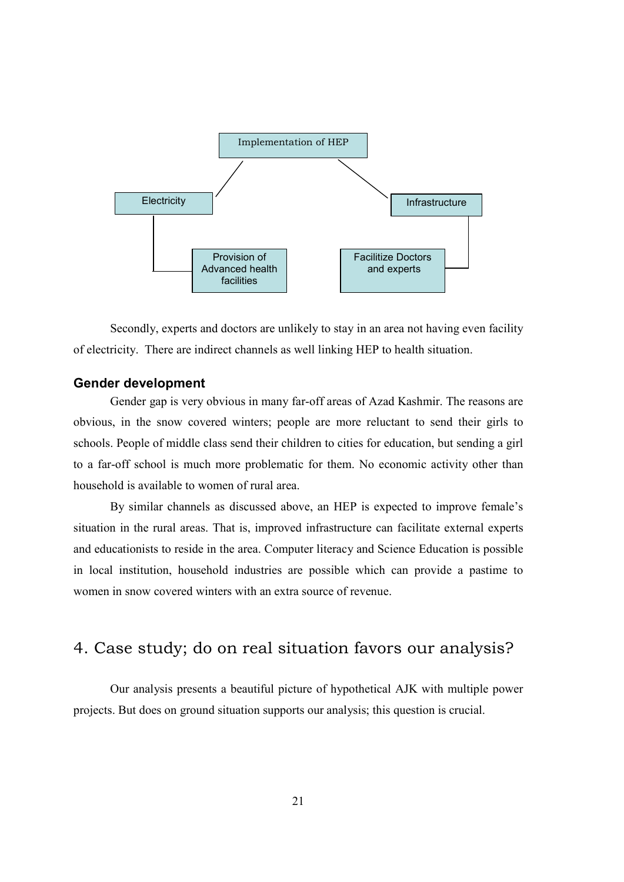Implementation of HEP

Electricity

Infrastructure

Provision of Advanced health facilities

Facilitize Doctors and experts

Secondly, experts and doctors are unlikely to stay in an area not having even facility of electricity. There are indirect channels as well linking HEP to health situation.

### Gender development

Gender gap is very obvious in many far-off areas of Azad Kashmir. The reasons are obvious, in the snow covered winters; people are more reluctant to send their girls to schools. People of middle class send their children to cities for education, but sending a girl to a far-off school is much more problematic for them. No economic activity other than household is available to women of rural area.

By similar channels as discussed above, an HEP is expected to improve female's situation in the rural areas. That is, improved infrastructure can facilitate external experts and educationists to reside in the area. Computer literacy and Science Education is possible in local institution, household industries are possible which can provide a pastime to women in snow covered winters with an extra source of revenue.

## 4. Case study; do on real situation favors our analysis?

Our analysis presents a beautiful picture of hypothetical AJK with multiple power projects. But does on ground situation supports our analysis; this question is crucial.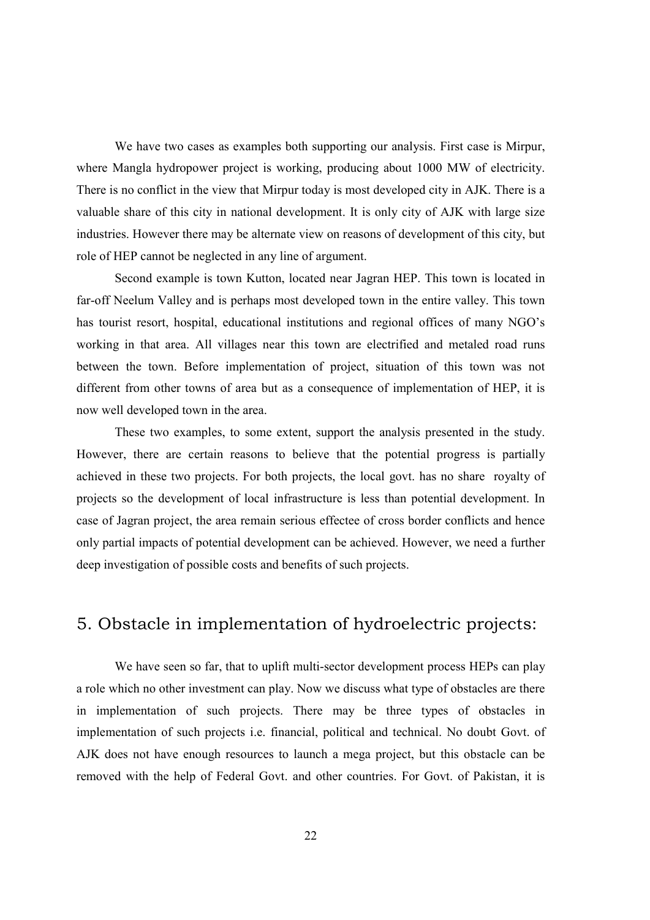We have two cases as examples both supporting our analysis. First case is Mirpur, where Mangla hydropower project is working, producing about 1000 MW of electricity. There is no conflict in the view that Mirpur today is most developed city in AJK. There is a valuable share of this city in national development. It is only city of AJK with large size industries. However there may be alternate view on reasons of development of this city, but role of HEP cannot be neglected in any line of argument.

Second example is town Kutton, located near Jagran HEP. This town is located in far-off Neelum Valley and is perhaps most developed town in the entire valley. This town has tourist resort, hospital, educational institutions and regional offices of many NGO's working in that area. All villages near this town are electrified and metaled road runs between the town. Before implementation of project, situation of this town was not different from other towns of area but as a consequence of implementation of HEP, it is now well developed town in the area.

These two examples, to some extent, support the analysis presented in the study. However, there are certain reasons to believe that the potential progress is partially achieved in these two projects. For both projects, the local govt. has no share royalty of projects so the development of local infrastructure is less than potential development. In case of Jagran project, the area remain serious effectee of cross border conflicts and hence only partial impacts of potential development can be achieved. However, we need a further deep investigation of possible costs and benefits of such projects.

## 5. Obstacle in implementation of hydroelectric projects:

We have seen so far, that to uplift multi-sector development process HEPs can play a role which no other investment can play. Now we discuss what type of obstacles are there in implementation of such projects. There may be three types of obstacles in implementation of such projects i.e. financial, political and technical. No doubt Govt. of AJK does not have enough resources to launch a mega project, but this obstacle can be removed with the help of Federal Govt. and other countries. For Govt. of Pakistan, it is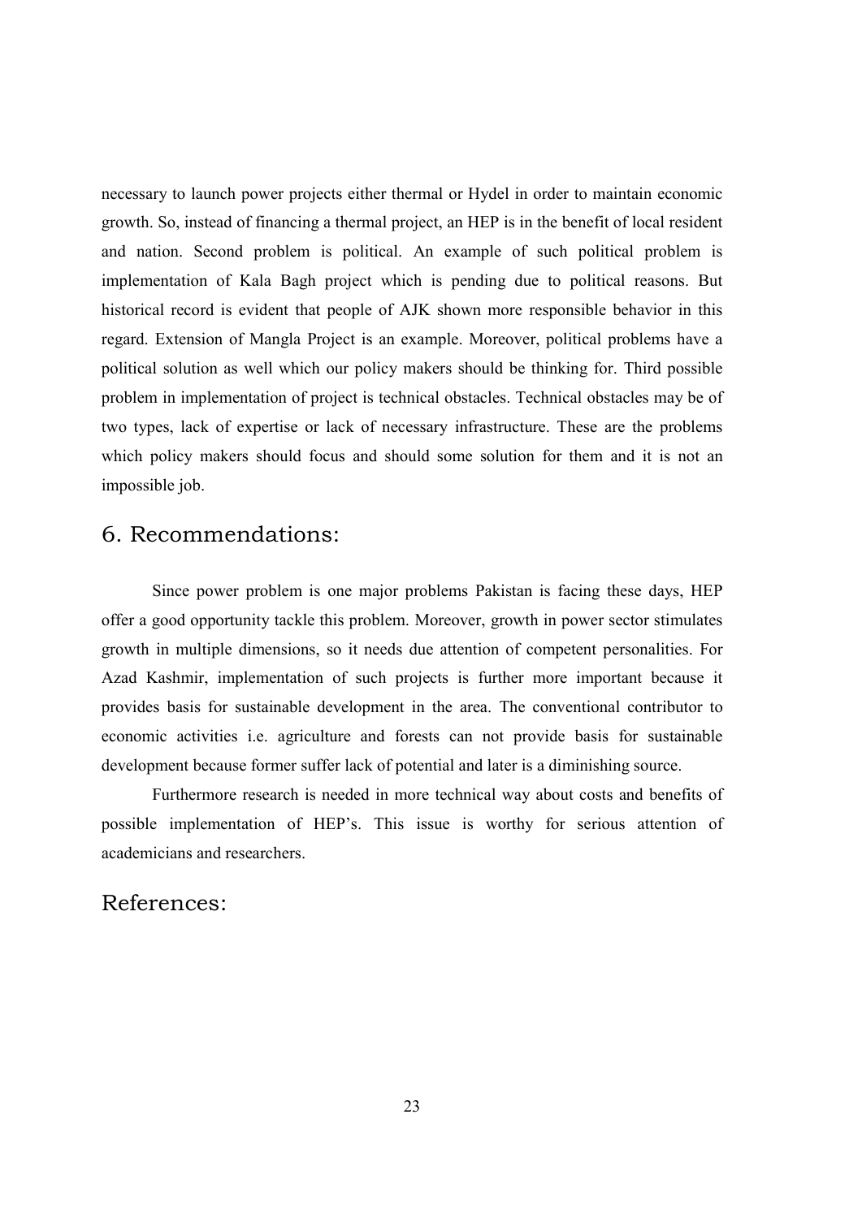necessary to launch power projects either thermal or Hydel in order to maintain economic growth. So, instead of financing a thermal project, an HEP is in the benefit of local resident and nation. Second problem is political. An example of such political problem is implementation of Kala Bagh project which is pending due to political reasons. But historical record is evident that people of AJK shown more responsible behavior in this regard. Extension of Mangla Project is an example. Moreover, political problems have a political solution as well which our policy makers should be thinking for. Third possible problem in implementation of project is technical obstacles. Technical obstacles may be of two types, lack of expertise or lack of necessary infrastructure. These are the problems which policy makers should focus and should some solution for them and it is not an impossible job.

## 6. Recommendations:

Since power problem is one major problems Pakistan is facing these days, HEP offer a good opportunity tackle this problem. Moreover, growth in power sector stimulates growth in multiple dimensions, so it needs due attention of competent personalities. For Azad Kashmir, implementation of such projects is further more important because it provides basis for sustainable development in the area. The conventional contributor to economic activities i.e. agriculture and forests can not provide basis for sustainable development because former suffer lack of potential and later is a diminishing source.

Furthermore research is needed in more technical way about costs and benefits of possible implementation of HEP's. This issue is worthy for serious attention of academicians and researchers.

## References: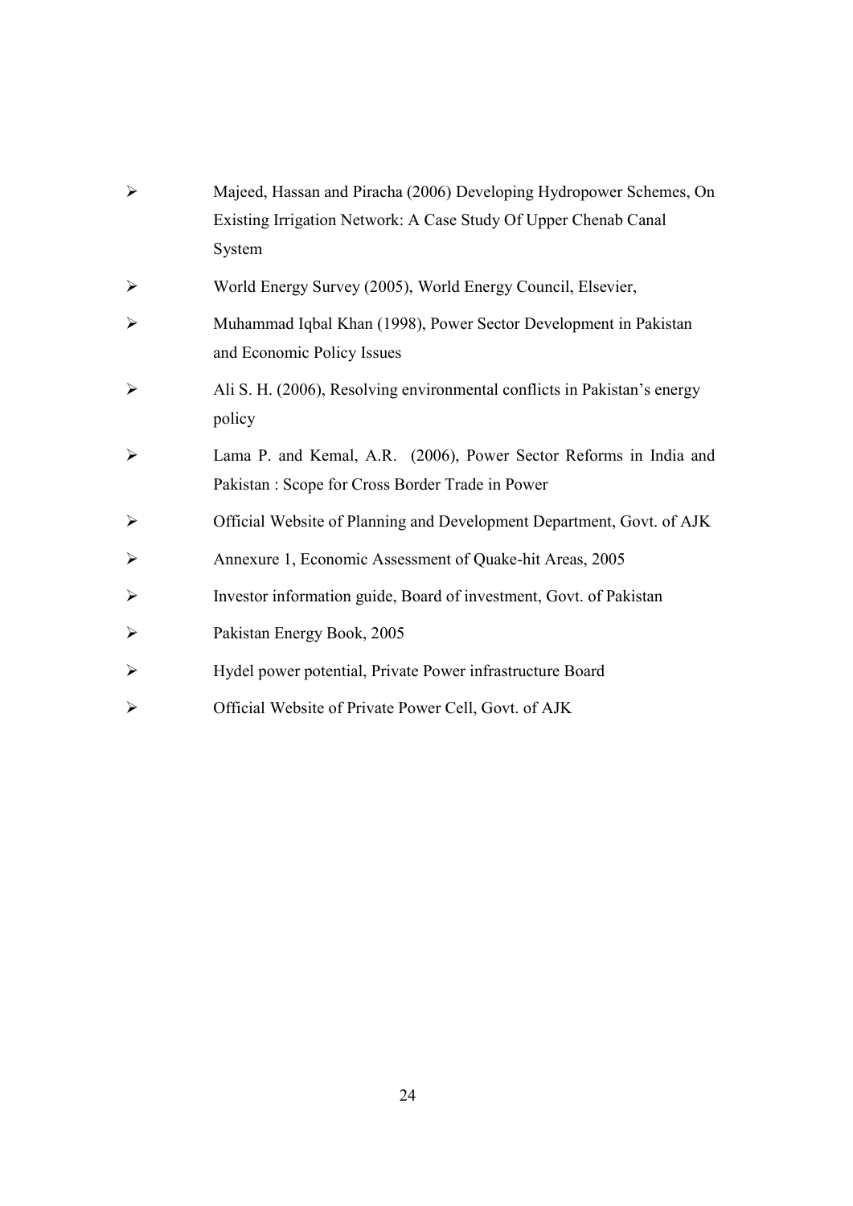- Majeed, Hassan and Piracha (2006) Developing Hydropower Schemes, On Existing Irrigation Network: A Case Study Of Upper Chenab Canal System
- World Energy Survey (2005), World Energy Council, Elsevier,
- Muhammad Iqbal Khan (1998), Power Sector Development in Pakistan and Economic Policy Issues
- Ali S. H. (2006), Resolving environmental conflicts in Pakistan's energy policy
- Lama P. and Kemal, A.R. (2006), Power Sector Reforms in India and Pakistan : Scope for Cross Border Trade in Power
- Official Website of Planning and Development Department, Govt. of AJK
- Annexure 1, Economic Assessment of Quake-hit Areas, 2005
- Investor information guide, Board of investment, Govt. of Pakistan
- Pakistan Energy Book, 2005
- Hydel power potential, Private Power infrastructure Board
- Official Website of Private Power Cell, Govt. of AJK